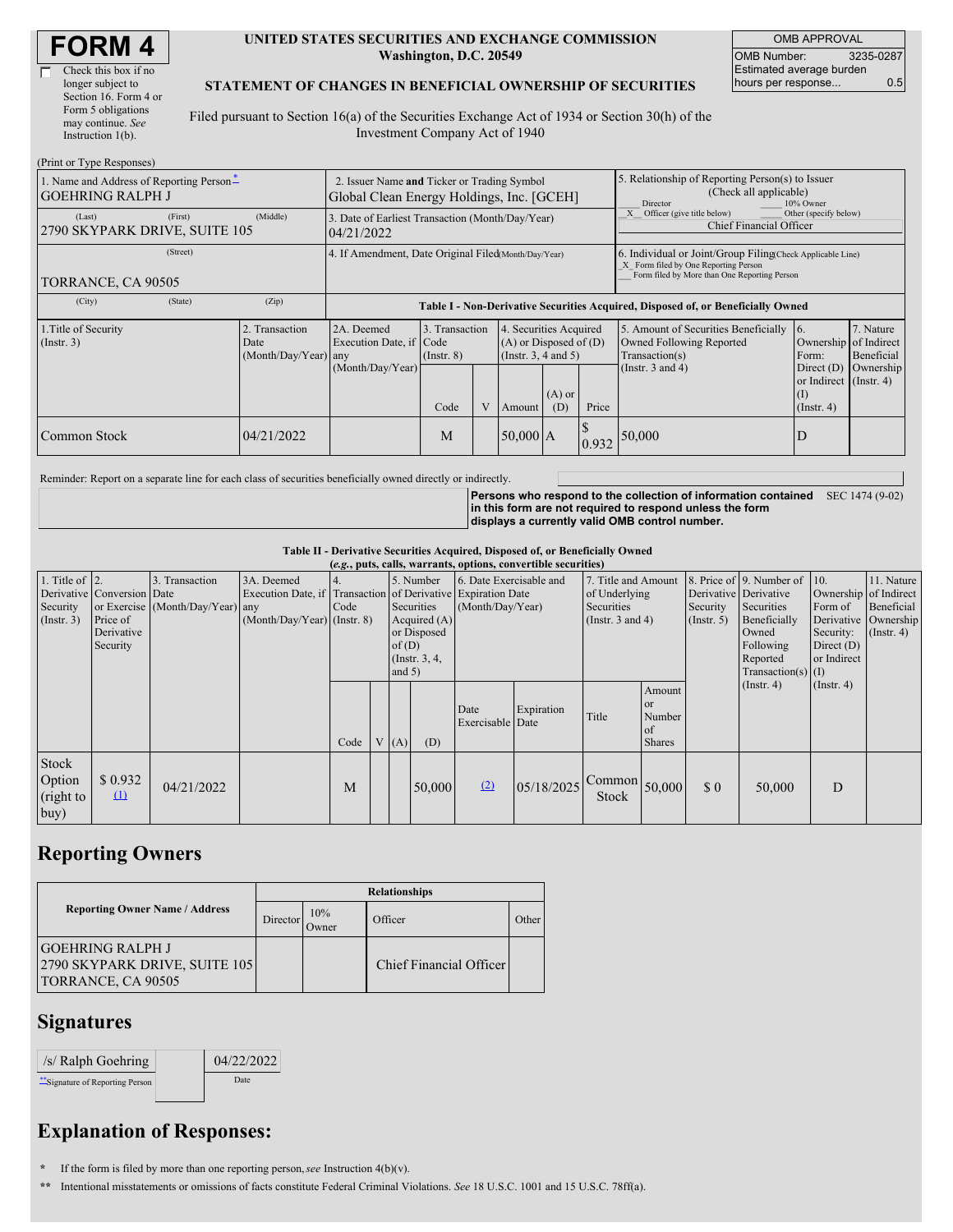# FORM 4

☐ Check this box if no longer subject to Section 16. Form 4 or Form 5 obligations may continue. *See* Instruction 1(b).

**UNITED STATES SECURITIES AND EXCHANGE COMMISSION**
**Washington, D.C. 20549**

**STATEMENT OF CHANGES IN BENEFICIAL OWNERSHIP OF SECURITIES**

Filed pursuant to Section 16(a) of the Securities Exchange Act of 1934 or Section 30(h) of the Investment Company Act of 1940

| OMB APPROVAL | |
|---|---|
| OMB Number: | 3235-0287 |
| Estimated average burden hours per response... | 0.5 |

(Print or Type Responses)

| | | |
|---|---|---|
| 1. Name and Address of Reporting Person* GOEHRING RALPH J (Last) (First) (Middle) 2790 SKYPARK DRIVE, SUITE 105 (Street) TORRANCE, CA 90505 (City) (State) (Zip) | 2. Issuer Name **and** Ticker or Trading Symbol Global Clean Energy Holdings, Inc. [GCEH] | 5. Relationship of Reporting Person(s) to Issuer (Check all applicable) ___ Director ___ 10% Owner _X_ Officer (give title below) ___ Other (specify below) Chief Financial Officer |
| | 3. Date of Earliest Transaction (Month/Day/Year) 04/21/2022 | |
| | 4. If Amendment, Date Original Filed (Month/Day/Year) | 6. Individual or Joint/Group Filing (Check Applicable Line) _X_ Form filed by One Reporting Person ___ Form filed by More than One Reporting Person |

**Table I - Non-Derivative Securities Acquired, Disposed of, or Beneficially Owned**

| 1.Title of Security (Instr. 3) | 2. Transaction Date (Month/Day/Year) | 2A. Deemed Execution Date, if any (Month/Day/Year) | 3. Transaction Code (Instr. 8) | | 4. Securities Acquired (A) or Disposed of (D) (Instr. 3, 4 and 5) | | | 5. Amount of Securities Beneficially Owned Following Reported Transaction(s) (Instr. 3 and 4) | 6. Ownership Form: Direct (D) or Indirect (I) (Instr. 4) | 7. Nature of Indirect Beneficial Ownership (Instr. 4) |
|---|---|---|---|---|---|---|---|---|---|---|
| | | | Code | V | Amount | (A) or (D) | Price | | | |
| Common Stock | 04/21/2022 | | M | | 50,000 | A | $ 0.932 | 50,000 | D | |

Reminder: Report on a separate line for each class of securities beneficially owned directly or indirectly.

**Persons who respond to the collection of information contained in this form are not required to respond unless the form displays a currently valid OMB control number.** SEC 1474 (9-02)

**Table II - Derivative Securities Acquired, Disposed of, or Beneficially Owned**
**(*e.g.*, puts, calls, warrants, options, convertible securities)**

| 1. Title of Derivative Security (Instr. 3) | 2. Conversion or Exercise Price of Derivative Security | 3. Transaction Date (Month/Day/Year) | 3A. Deemed Execution Date, if any (Month/Day/Year) | 4. Transaction Code (Instr. 8) | | 5. Number of Derivative Securities Acquired (A) or Disposed of (D) (Instr. 3, 4, and 5) | | 6. Date Exercisable and Expiration Date (Month/Day/Year) | | 7. Title and Amount of Underlying Securities (Instr. 3 and 4) | | 8. Price of Derivative Security (Instr. 5) | 9. Number of Derivative Securities Beneficially Owned Following Reported Transaction(s) (Instr. 4) | 10. Ownership Form of Derivative Security: Direct (D) or Indirect (I) (Instr. 4) | 11. Nature of Indirect Beneficial Ownership (Instr. 4) |
|---|---|---|---|---|---|---|---|---|---|---|---|---|---|---|---|
| | | | | Code | V | (A) | (D) | Date Exercisable | Expiration Date | Title | Amount or Number of Shares | | | | |
| Stock Option (right to buy) | $ 0.932 (1) | 04/21/2022 | | M | | | 50,000 | (2) | 05/18/2025 | Common Stock | 50,000 | $ 0 | 50,000 | D | |

## Reporting Owners

| Reporting Owner Name / Address | Relationships | | | |
|---|---|---|---|---|
| | Director | 10% Owner | Officer | Other |
| GOEHRING RALPH J 2790 SKYPARK DRIVE, SUITE 105 TORRANCE, CA 90505 | | | Chief Financial Officer | |

## Signatures

| /s/ Ralph Goehring | 04/22/2022 |
|---|---|
| **Signature of Reporting Person | Date |

## Explanation of Responses:

\* If the form is filed by more than one reporting person, *see* Instruction 4(b)(v).

\*\* Intentional misstatements or omissions of facts constitute Federal Criminal Violations. *See* 18 U.S.C. 1001 and 15 U.S.C. 78ff(a).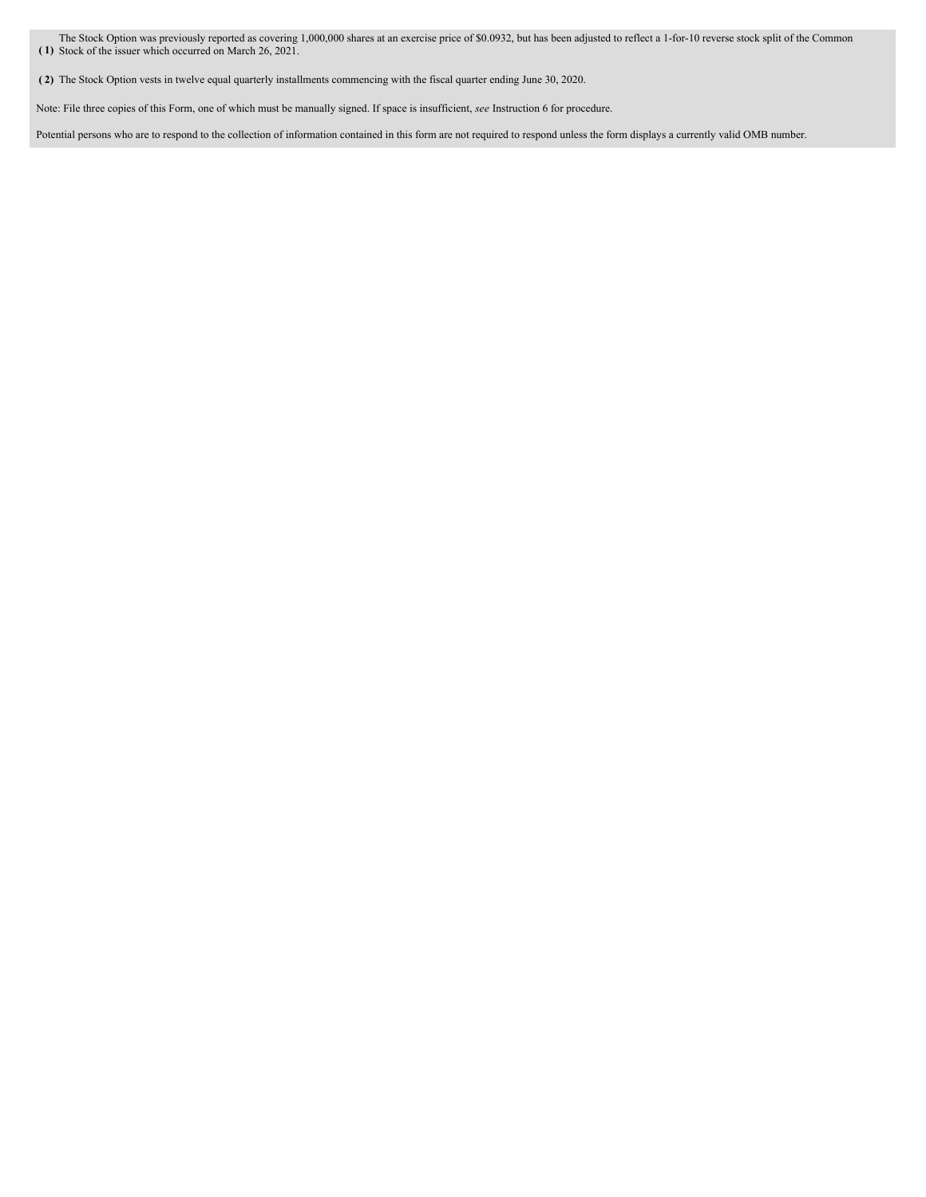(1) The Stock Option was previously reported as covering 1,000,000 shares at an exercise price of $0.0932, but has been adjusted to reflect a 1-for-10 reverse stock split of the Common Stock of the issuer which occurred on March 26, 2021.

(2) The Stock Option vests in twelve equal quarterly installments commencing with the fiscal quarter ending June 30, 2020.

Note: File three copies of this Form, one of which must be manually signed. If space is insufficient, *see* Instruction 6 for procedure.

Potential persons who are to respond to the collection of information contained in this form are not required to respond unless the form displays a currently valid OMB number.